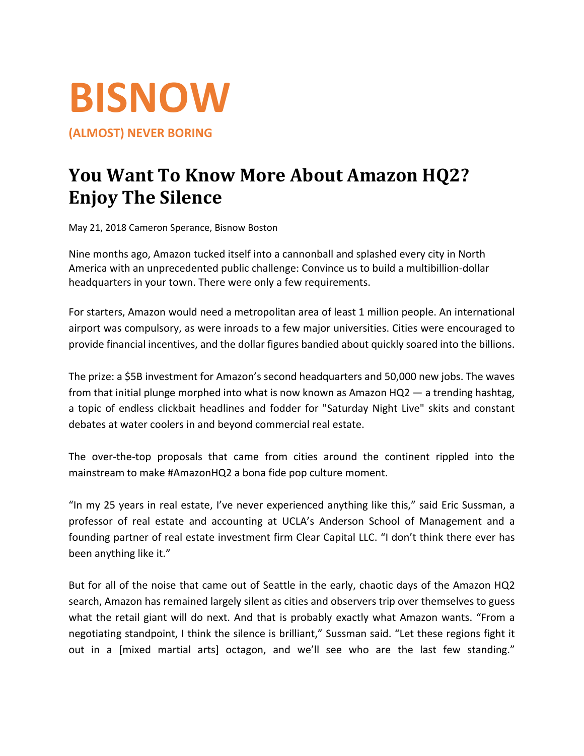# BISNOW

**(ALMOST) NEVER BORING**

## You Want To Know More About Amazon HQ2? Enjoy The Silence

May 21, 2018 Cameron Sperance, Bisnow Boston

Nine months ago, Amazon tucked itself into a cannonball and splashed every city in North America with an unprecedented public challenge: Convince us to build a multibillion-dollar headquarters in your town. There were only a few requirements.

For starters, Amazon would need a metropolitan area of least 1 million people. An international airport was compulsory, as were inroads to a few major universities. Cities were encouraged to provide financial incentives, and the dollar figures bandied about quickly soared into the billions.

The prize: a $5B investment for Amazon's second headquarters and 50,000 new jobs. The waves from that initial plunge morphed into what is now known as Amazon HQ2 — a trending hashtag, a topic of endless clickbait headlines and fodder for "Saturday Night Live" skits and constant debates at water coolers in and beyond commercial real estate.

The over-the-top proposals that came from cities around the continent rippled into the mainstream to make #AmazonHQ2 a bona fide pop culture moment.

"In my 25 years in real estate, I've never experienced anything like this," said Eric Sussman, a professor of real estate and accounting at UCLA's Anderson School of Management and a founding partner of real estate investment firm Clear Capital LLC. "I don't think there ever has been anything like it."

But for all of the noise that came out of Seattle in the early, chaotic days of the Amazon HQ2 search, Amazon has remained largely silent as cities and observers trip over themselves to guess what the retail giant will do next. And that is probably exactly what Amazon wants. "From a negotiating standpoint, I think the silence is brilliant," Sussman said. "Let these regions fight it out in a [mixed martial arts] octagon, and we'll see who are the last few standing."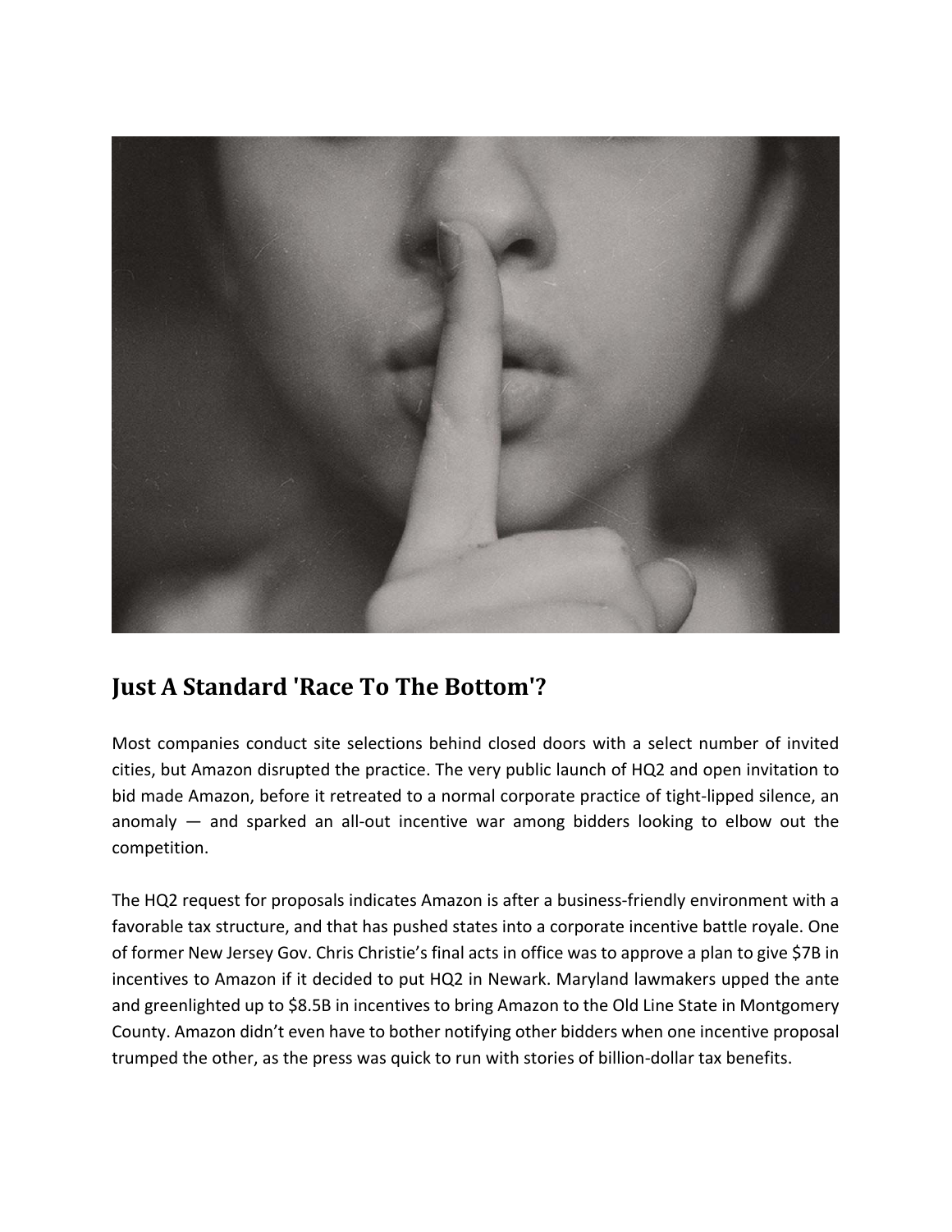## Just A Standard 'Race To The Bottom'?

Most companies conduct site selections behind closed doors with a select number of invited cities, but Amazon disrupted the practice. The very public launch of HQ2 and open invitation to bid made Amazon, before it retreated to a normal corporate practice of tight-lipped silence, an anomaly — and sparked an all-out incentive war among bidders looking to elbow out the competition.

The HQ2 request for proposals indicates Amazon is after a business-friendly environment with a favorable tax structure, and that has pushed states into a corporate incentive battle royale. One of former New Jersey Gov. Chris Christie's final acts in office was to approve a plan to give $7B in incentives to Amazon if it decided to put HQ2 in Newark. Maryland lawmakers upped the ante and greenlighted up to $8.5B in incentives to bring Amazon to the Old Line State in Montgomery County. Amazon didn't even have to bother notifying other bidders when one incentive proposal trumped the other, as the press was quick to run with stories of billion-dollar tax benefits.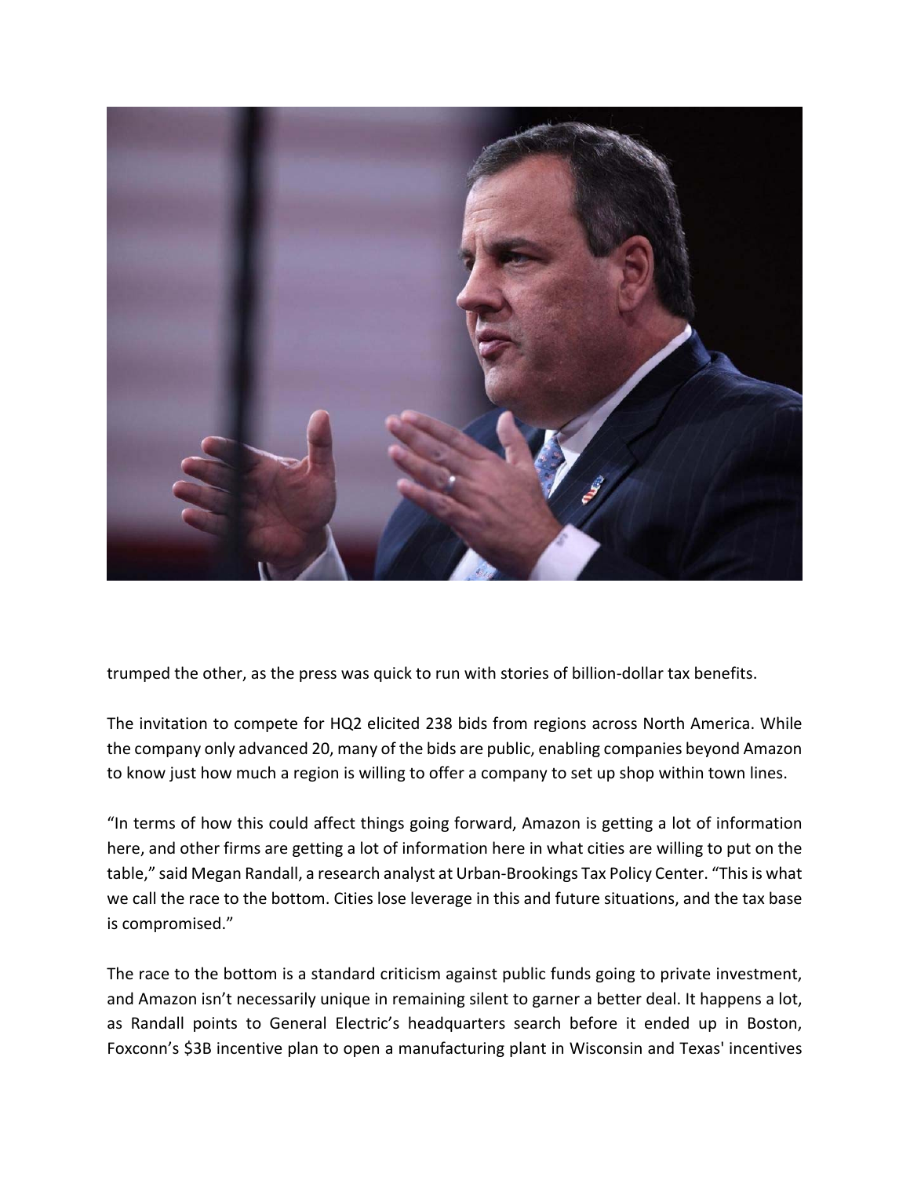trumped the other, as the press was quick to run with stories of billion-dollar tax benefits.

The invitation to compete for HQ2 elicited 238 bids from regions across North America. While the company only advanced 20, many of the bids are public, enabling companies beyond Amazon to know just how much a region is willing to offer a company to set up shop within town lines.

"In terms of how this could affect things going forward, Amazon is getting a lot of information here, and other firms are getting a lot of information here in what cities are willing to put on the table," said Megan Randall, a research analyst at Urban-Brookings Tax Policy Center. "This is what we call the race to the bottom. Cities lose leverage in this and future situations, and the tax base is compromised."

The race to the bottom is a standard criticism against public funds going to private investment, and Amazon isn't necessarily unique in remaining silent to garner a better deal. It happens a lot, as Randall points to General Electric's headquarters search before it ended up in Boston, Foxconn's $3B incentive plan to open a manufacturing plant in Wisconsin and Texas' incentives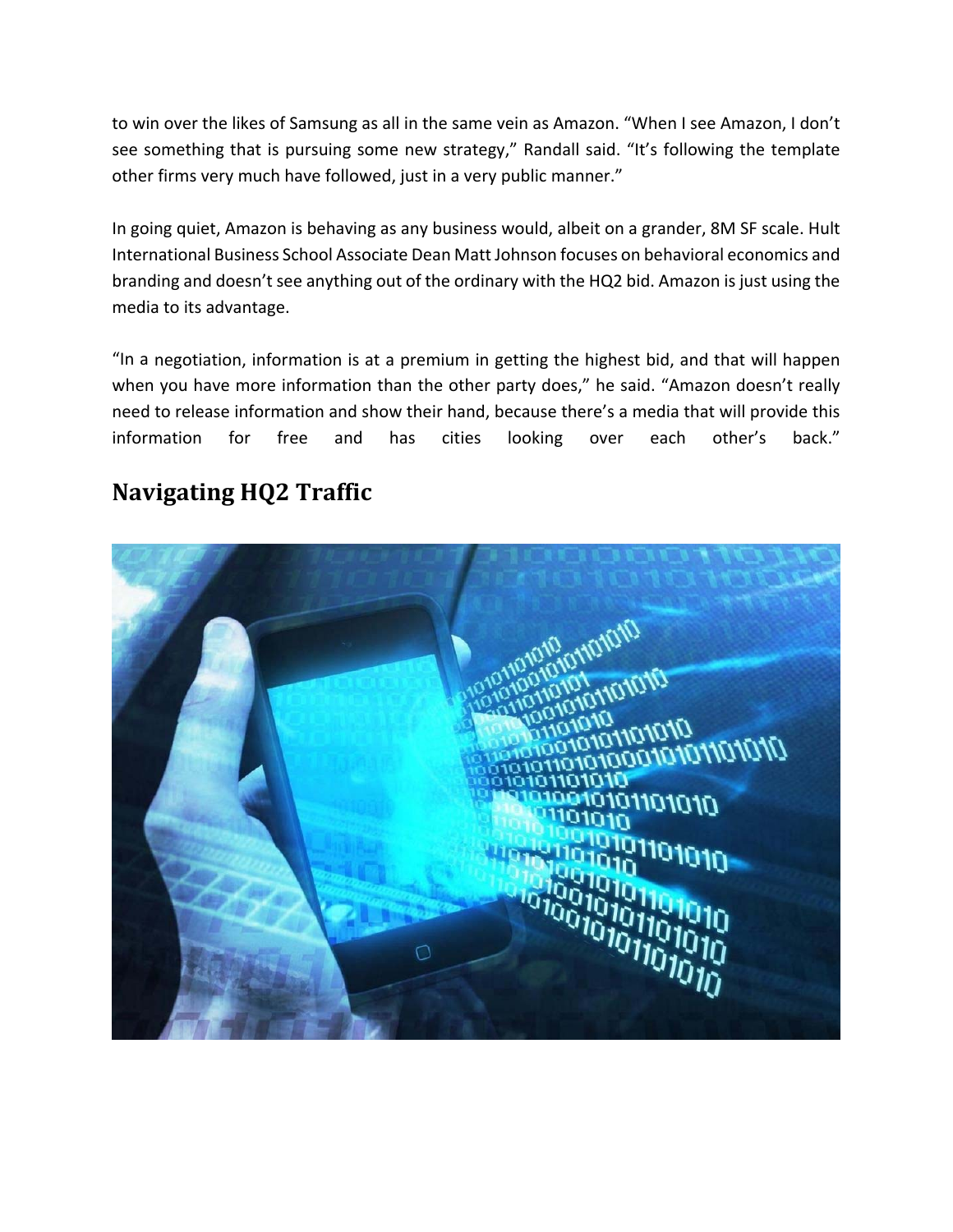to win over the likes of Samsung as all in the same vein as Amazon. "When I see Amazon, I don't see something that is pursuing some new strategy," Randall said. "It's following the template other firms very much have followed, just in a very public manner."

In going quiet, Amazon is behaving as any business would, albeit on a grander, 8M SF scale. Hult International Business School Associate Dean Matt Johnson focuses on behavioral economics and branding and doesn't see anything out of the ordinary with the HQ2 bid. Amazon is just using the media to its advantage.

"In a negotiation, information is at a premium in getting the highest bid, and that will happen when you have more information than the other party does," he said. "Amazon doesn't really need to release information and show their hand, because there's a media that will provide this information for free and has cities looking over each other's back."

## Navigating HQ2 Traffic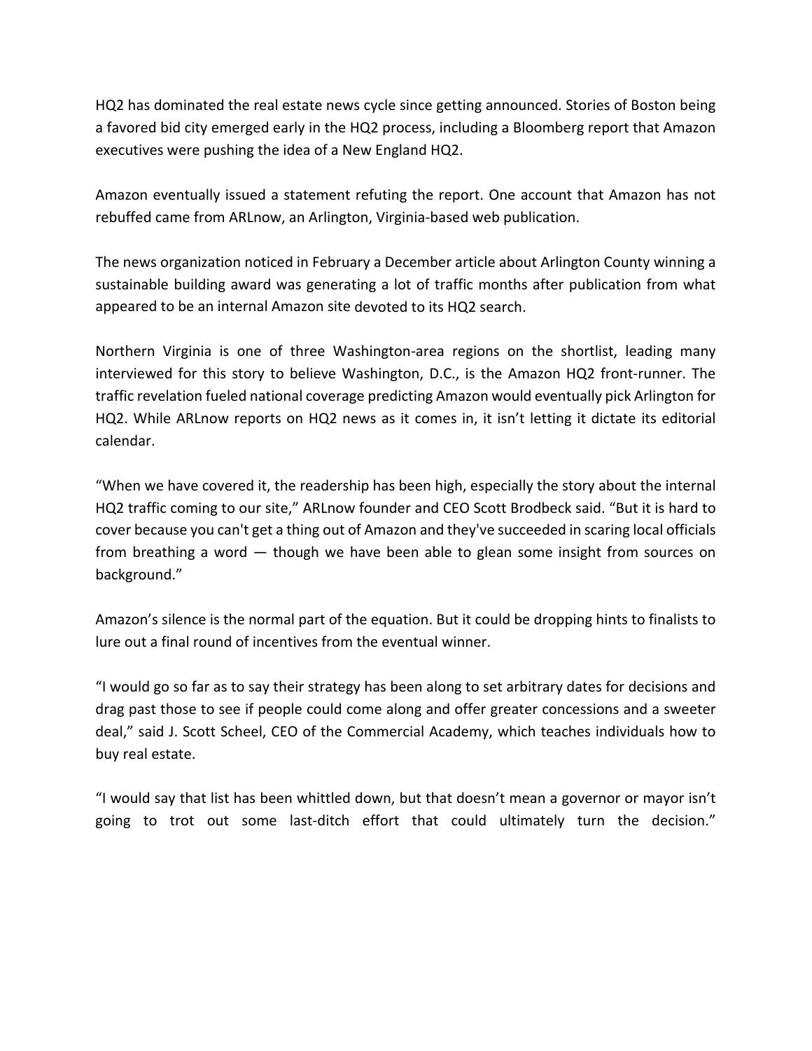HQ2 has dominated the real estate news cycle since getting announced. Stories of Boston being a favored bid city emerged early in the HQ2 process, including a Bloomberg report that Amazon executives were pushing the idea of a New England HQ2.

Amazon eventually issued a statement refuting the report. One account that Amazon has not rebuffed came from ARLnow, an Arlington, Virginia-based web publication.

The news organization noticed in February a December article about Arlington County winning a sustainable building award was generating a lot of traffic months after publication from what appeared to be an internal Amazon site devoted to its HQ2 search.

Northern Virginia is one of three Washington-area regions on the shortlist, leading many interviewed for this story to believe Washington, D.C., is the Amazon HQ2 front-runner. The traffic revelation fueled national coverage predicting Amazon would eventually pick Arlington for HQ2. While ARLnow reports on HQ2 news as it comes in, it isn't letting it dictate its editorial calendar.

"When we have covered it, the readership has been high, especially the story about the internal HQ2 traffic coming to our site," ARLnow founder and CEO Scott Brodbeck said. "But it is hard to cover because you can't get a thing out of Amazon and they've succeeded in scaring local officials from breathing a word — though we have been able to glean some insight from sources on background."

Amazon's silence is the normal part of the equation. But it could be dropping hints to finalists to lure out a final round of incentives from the eventual winner.

"I would go so far as to say their strategy has been along to set arbitrary dates for decisions and drag past those to see if people could come along and offer greater concessions and a sweeter deal," said J. Scott Scheel, CEO of the Commercial Academy, which teaches individuals how to buy real estate.

"I would say that list has been whittled down, but that doesn't mean a governor or mayor isn't going to trot out some last-ditch effort that could ultimately turn the decision."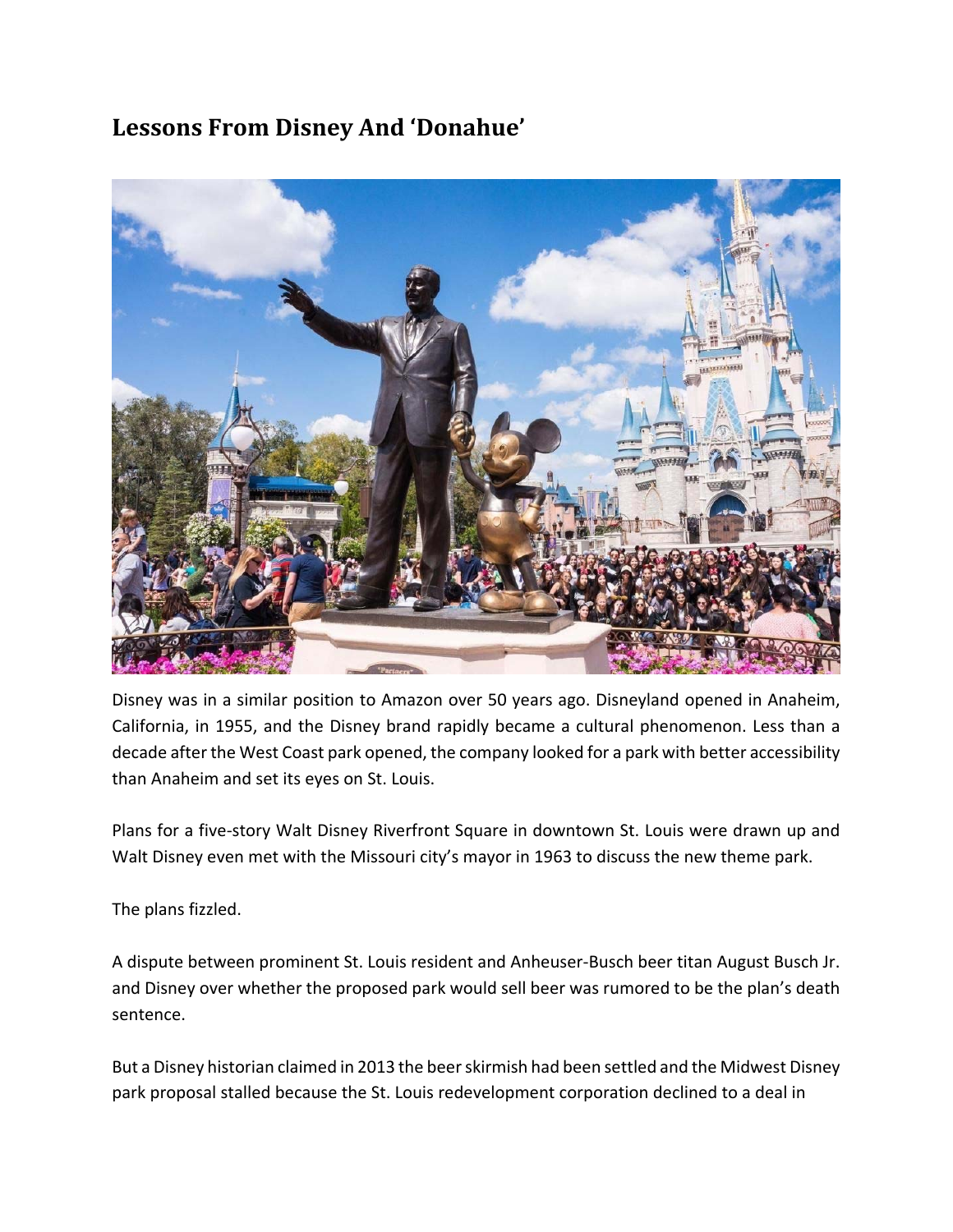## Lessons From Disney And 'Donahue'

Disney was in a similar position to Amazon over 50 years ago. Disneyland opened in Anaheim, California, in 1955, and the Disney brand rapidly became a cultural phenomenon. Less than a decade after the West Coast park opened, the company looked for a park with better accessibility than Anaheim and set its eyes on St. Louis.

Plans for a five-story Walt Disney Riverfront Square in downtown St. Louis were drawn up and Walt Disney even met with the Missouri city's mayor in 1963 to discuss the new theme park.

The plans fizzled.

A dispute between prominent St. Louis resident and Anheuser-Busch beer titan August Busch Jr. and Disney over whether the proposed park would sell beer was rumored to be the plan's death sentence.

But a Disney historian claimed in 2013 the beer skirmish had been settled and the Midwest Disney park proposal stalled because the St. Louis redevelopment corporation declined to a deal in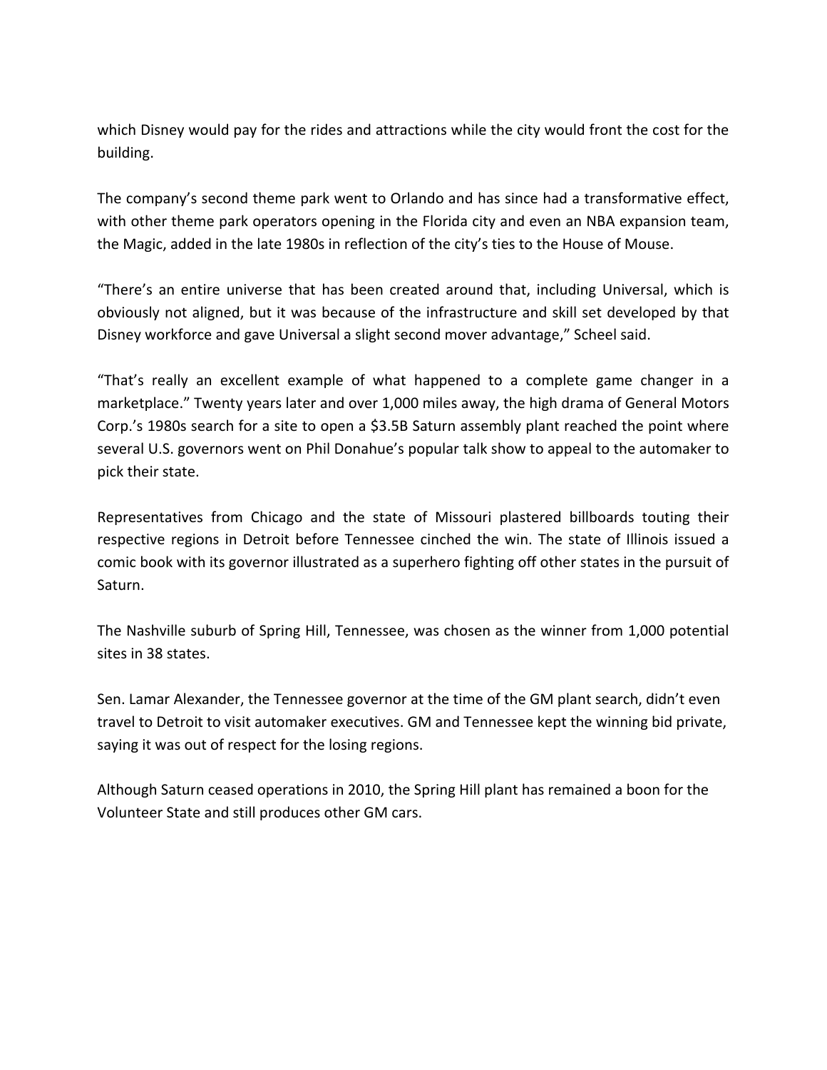which Disney would pay for the rides and attractions while the city would front the cost for the building.

The company's second theme park went to Orlando and has since had a transformative effect, with other theme park operators opening in the Florida city and even an NBA expansion team, the Magic, added in the late 1980s in reflection of the city's ties to the House of Mouse.

"There's an entire universe that has been created around that, including Universal, which is obviously not aligned, but it was because of the infrastructure and skill set developed by that Disney workforce and gave Universal a slight second mover advantage," Scheel said.

"That's really an excellent example of what happened to a complete game changer in a marketplace." Twenty years later and over 1,000 miles away, the high drama of General Motors Corp.'s 1980s search for a site to open a $3.5B Saturn assembly plant reached the point where several U.S. governors went on Phil Donahue's popular talk show to appeal to the automaker to pick their state.

Representatives from Chicago and the state of Missouri plastered billboards touting their respective regions in Detroit before Tennessee cinched the win. The state of Illinois issued a comic book with its governor illustrated as a superhero fighting off other states in the pursuit of Saturn.

The Nashville suburb of Spring Hill, Tennessee, was chosen as the winner from 1,000 potential sites in 38 states.

Sen. Lamar Alexander, the Tennessee governor at the time of the GM plant search, didn't even travel to Detroit to visit automaker executives. GM and Tennessee kept the winning bid private, saying it was out of respect for the losing regions.

Although Saturn ceased operations in 2010, the Spring Hill plant has remained a boon for the Volunteer State and still produces other GM cars.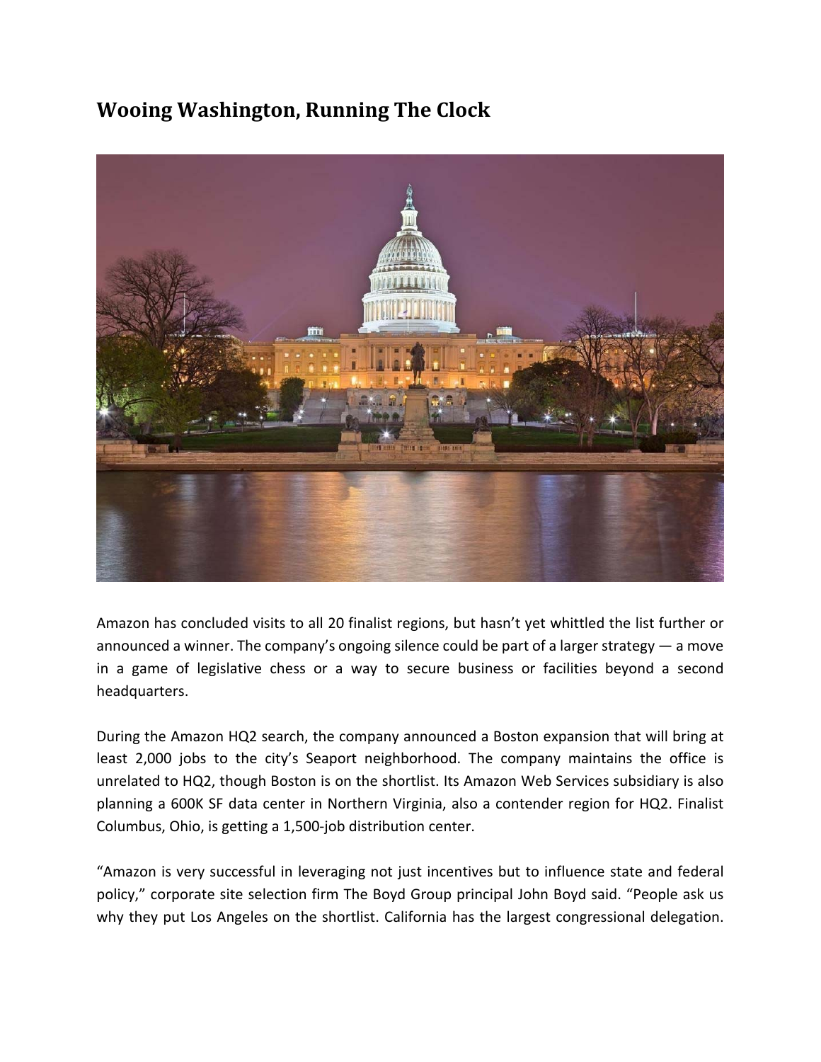## Wooing Washington, Running The Clock

Amazon has concluded visits to all 20 finalist regions, but hasn't yet whittled the list further or announced a winner. The company's ongoing silence could be part of a larger strategy — a move in a game of legislative chess or a way to secure business or facilities beyond a second headquarters.

During the Amazon HQ2 search, the company announced a Boston expansion that will bring at least 2,000 jobs to the city's Seaport neighborhood. The company maintains the office is unrelated to HQ2, though Boston is on the shortlist. Its Amazon Web Services subsidiary is also planning a 600K SF data center in Northern Virginia, also a contender region for HQ2. Finalist Columbus, Ohio, is getting a 1,500-job distribution center.

"Amazon is very successful in leveraging not just incentives but to influence state and federal policy," corporate site selection firm The Boyd Group principal John Boyd said. "People ask us why they put Los Angeles on the shortlist. California has the largest congressional delegation.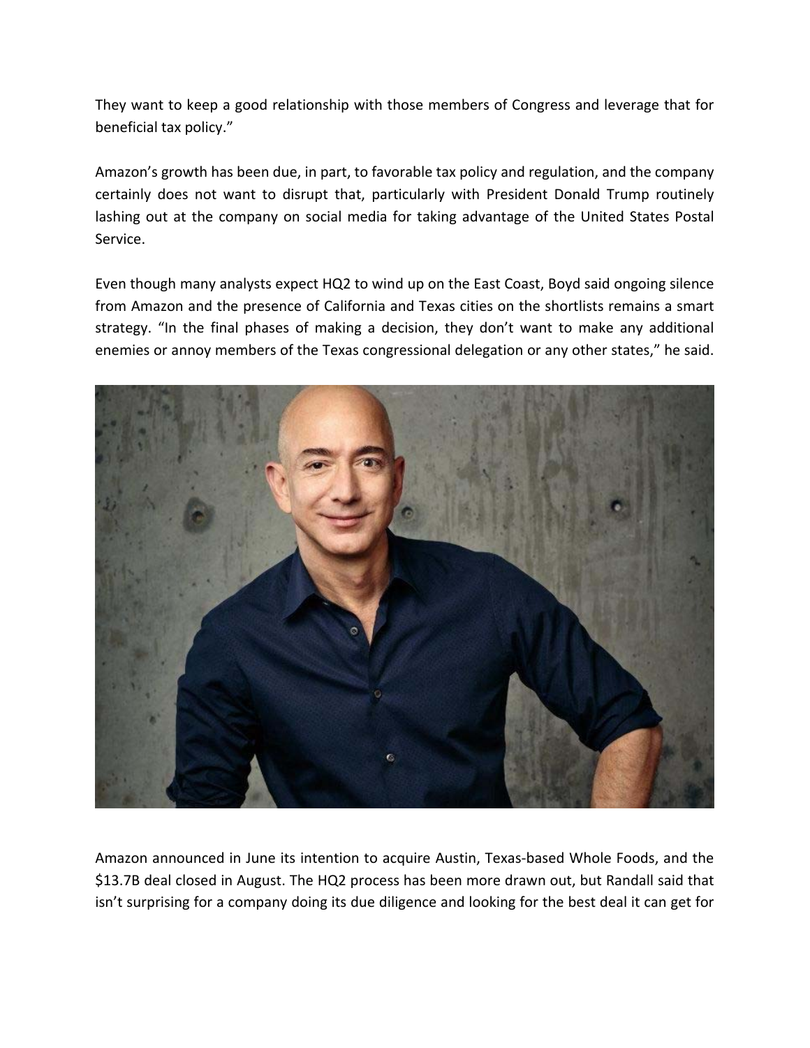They want to keep a good relationship with those members of Congress and leverage that for beneficial tax policy."

Amazon's growth has been due, in part, to favorable tax policy and regulation, and the company certainly does not want to disrupt that, particularly with President Donald Trump routinely lashing out at the company on social media for taking advantage of the United States Postal Service.

Even though many analysts expect HQ2 to wind up on the East Coast, Boyd said ongoing silence from Amazon and the presence of California and Texas cities on the shortlists remains a smart strategy. "In the final phases of making a decision, they don't want to make any additional enemies or annoy members of the Texas congressional delegation or any other states," he said.

Amazon announced in June its intention to acquire Austin, Texas-based Whole Foods, and the $13.7B deal closed in August. The HQ2 process has been more drawn out, but Randall said that isn't surprising for a company doing its due diligence and looking for the best deal it can get for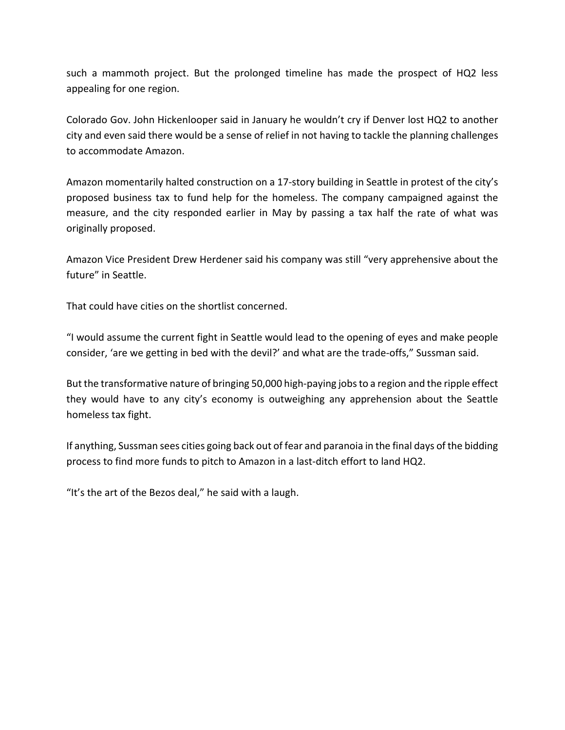such a mammoth project. But the prolonged timeline has made the prospect of HQ2 less appealing for one region.

Colorado Gov. John Hickenlooper said in January he wouldn't cry if Denver lost HQ2 to another city and even said there would be a sense of relief in not having to tackle the planning challenges to accommodate Amazon.

Amazon momentarily halted construction on a 17-story building in Seattle in protest of the city's proposed business tax to fund help for the homeless. The company campaigned against the measure, and the city responded earlier in May by passing a tax half the rate of what was originally proposed.

Amazon Vice President Drew Herdener said his company was still "very apprehensive about the future" in Seattle.

That could have cities on the shortlist concerned.

"I would assume the current fight in Seattle would lead to the opening of eyes and make people consider, 'are we getting in bed with the devil?' and what are the trade-offs," Sussman said.

But the transformative nature of bringing 50,000 high-paying jobs to a region and the ripple effect they would have to any city's economy is outweighing any apprehension about the Seattle homeless tax fight.

If anything, Sussman sees cities going back out of fear and paranoia in the final days of the bidding process to find more funds to pitch to Amazon in a last-ditch effort to land HQ2.

"It's the art of the Bezos deal," he said with a laugh.